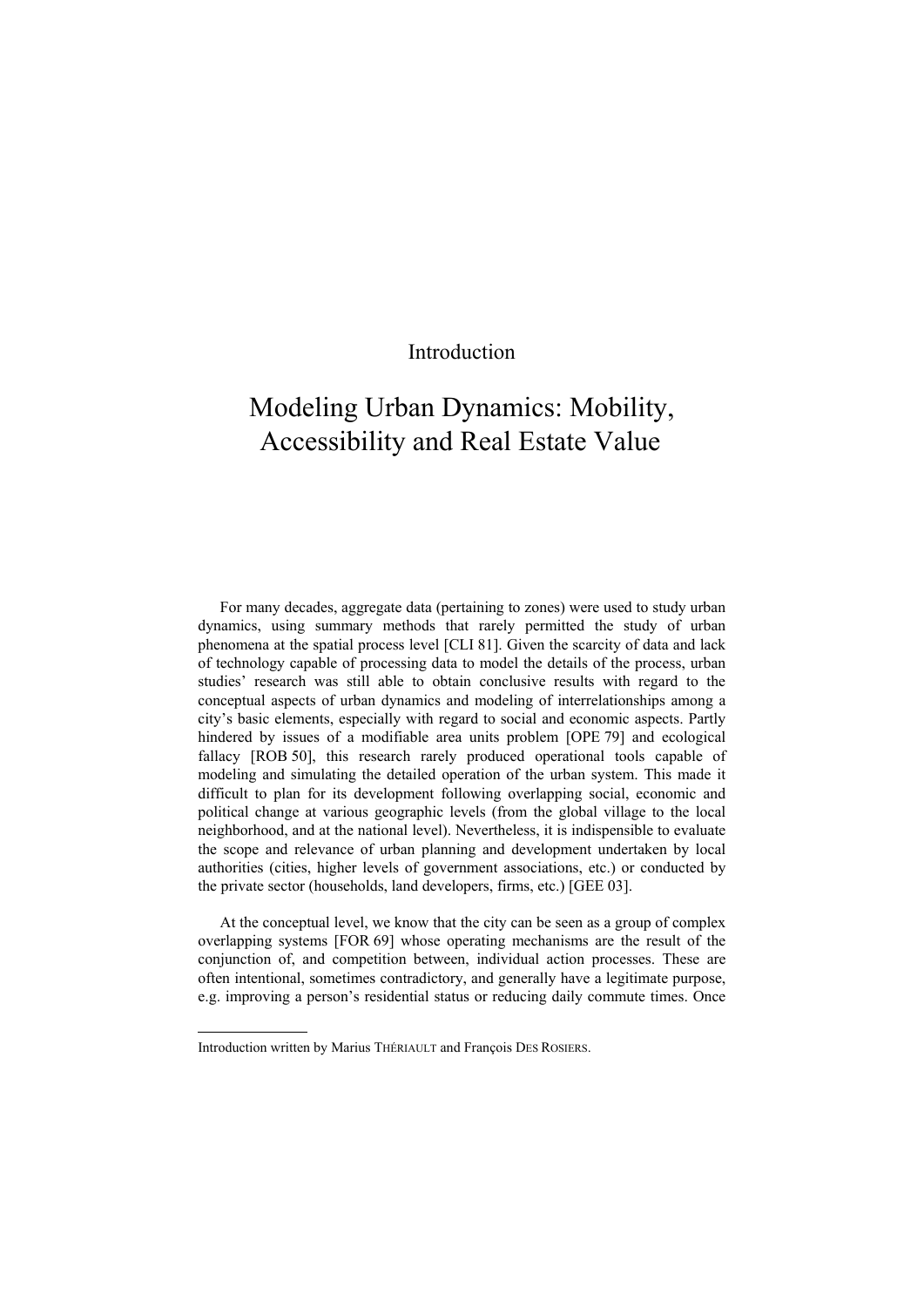# Introduction

## Modeling Urban Dynamics: Mobility, Accessibility and Real Estate Value

For many decades, aggregate data (pertaining to zones) were used to study urban dynamics, using summary methods that rarely permitted the study of urban phenomena at the spatial process level [CLI 81]. Given the scarcity of data and lack of technology capable of processing data to model the details of the process, urban studies' research was still able to obtain conclusive results with regard to the conceptual aspects of urban dynamics and modeling of interrelationships among a city's basic elements, especially with regard to social and economic aspects. Partly hindered by issues of a modifiable area units problem [OPE 79] and ecological fallacy [ROB 50], this research rarely produced operational tools capable of modeling and simulating the detailed operation of the urban system. This made it difficult to plan for its development following overlapping social, economic and political change at various geographic levels (from the global village to the local neighborhood, and at the national level). Nevertheless, it is indispensible to evaluate the scope and relevance of urban planning and development undertaken by local authorities (cities, higher levels of government associations, etc.) or conducted by the private sector (households, land developers, firms, etc.) [GEE 03].

At the conceptual level, we know that the city can be seen as a group of complex overlapping systems [FOR 69] whose operating mechanisms are the result of the conjunction of, and competition between, individual action processes. These are often intentional, sometimes contradictory, and generally have a legitimate purpose, e.g. improving a person's residential status or reducing daily commute times. Once

---

Introduction written by Marius THÉRIAULT and François DES ROSIERS.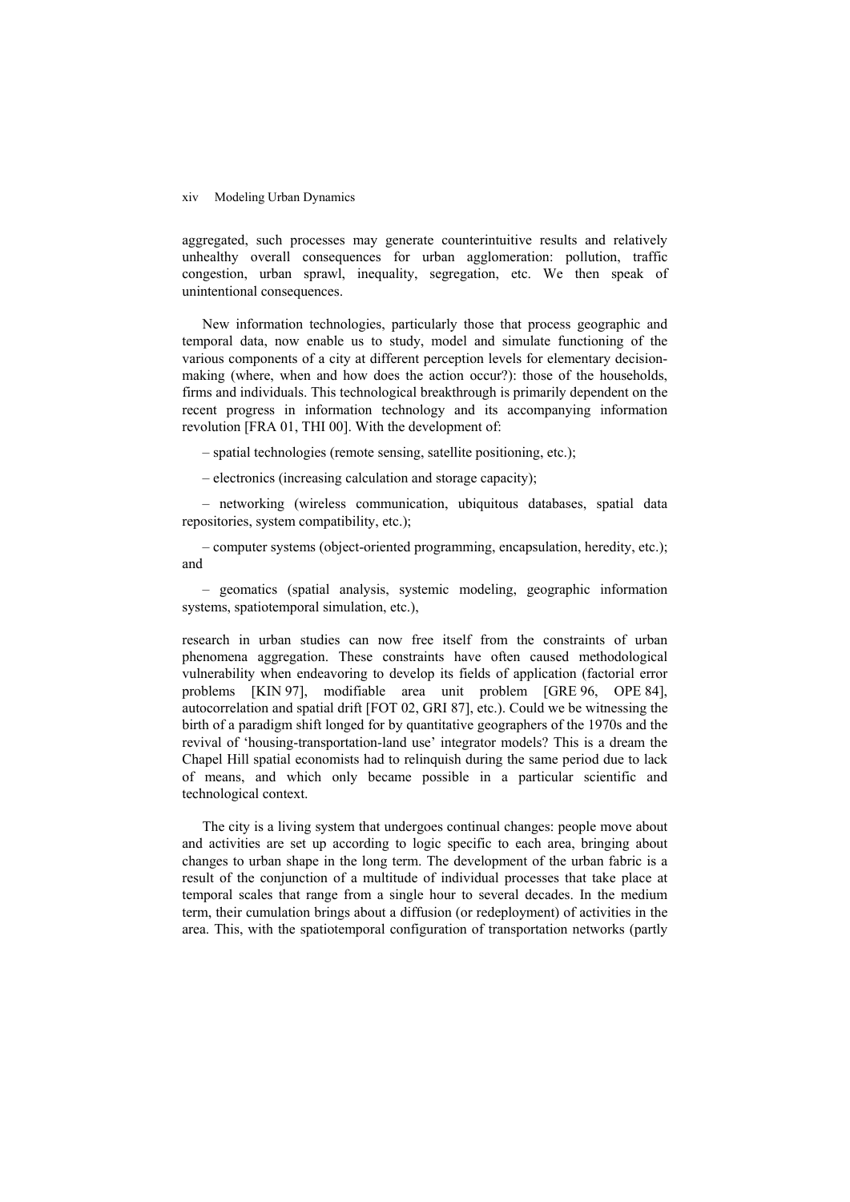aggregated, such processes may generate counterintuitive results and relatively unhealthy overall consequences for urban agglomeration: pollution, traffic congestion, urban sprawl, inequality, segregation, etc. We then speak of unintentional consequences.

New information technologies, particularly those that process geographic and temporal data, now enable us to study, model and simulate functioning of the various components of a city at different perception levels for elementary decision-making (where, when and how does the action occur?): those of the households, firms and individuals. This technological breakthrough is primarily dependent on the recent progress in information technology and its accompanying information revolution [FRA 01, THI 00]. With the development of:

– spatial technologies (remote sensing, satellite positioning, etc.);

– electronics (increasing calculation and storage capacity);

– networking (wireless communication, ubiquitous databases, spatial data repositories, system compatibility, etc.);

– computer systems (object-oriented programming, encapsulation, heredity, etc.); and

– geomatics (spatial analysis, systemic modeling, geographic information systems, spatiotemporal simulation, etc.),

research in urban studies can now free itself from the constraints of urban phenomena aggregation. These constraints have often caused methodological vulnerability when endeavoring to develop its fields of application (factorial error problems [KIN 97], modifiable area unit problem [GRE 96, OPE 84], autocorrelation and spatial drift [FOT 02, GRI 87], etc.). Could we be witnessing the birth of a paradigm shift longed for by quantitative geographers of the 1970s and the revival of 'housing-transportation-land use' integrator models? This is a dream the Chapel Hill spatial economists had to relinquish during the same period due to lack of means, and which only became possible in a particular scientific and technological context.

The city is a living system that undergoes continual changes: people move about and activities are set up according to logic specific to each area, bringing about changes to urban shape in the long term. The development of the urban fabric is a result of the conjunction of a multitude of individual processes that take place at temporal scales that range from a single hour to several decades. In the medium term, their cumulation brings about a diffusion (or redeployment) of activities in the area. This, with the spatiotemporal configuration of transportation networks (partly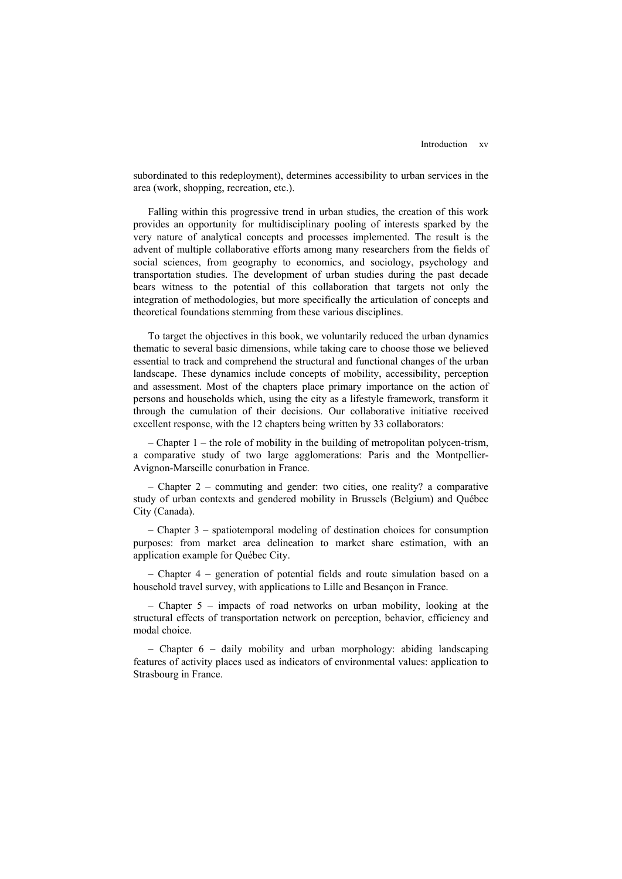subordinated to this redeployment), determines accessibility to urban services in the area (work, shopping, recreation, etc.).

Falling within this progressive trend in urban studies, the creation of this work provides an opportunity for multidisciplinary pooling of interests sparked by the very nature of analytical concepts and processes implemented. The result is the advent of multiple collaborative efforts among many researchers from the fields of social sciences, from geography to economics, and sociology, psychology and transportation studies. The development of urban studies during the past decade bears witness to the potential of this collaboration that targets not only the integration of methodologies, but more specifically the articulation of concepts and theoretical foundations stemming from these various disciplines.

To target the objectives in this book, we voluntarily reduced the urban dynamics thematic to several basic dimensions, while taking care to choose those we believed essential to track and comprehend the structural and functional changes of the urban landscape. These dynamics include concepts of mobility, accessibility, perception and assessment. Most of the chapters place primary importance on the action of persons and households which, using the city as a lifestyle framework, transform it through the cumulation of their decisions. Our collaborative initiative received excellent response, with the 12 chapters being written by 33 collaborators:

– Chapter 1 – the role of mobility in the building of metropolitan polycen-trism, a comparative study of two large agglomerations: Paris and the Montpellier-Avignon-Marseille conurbation in France.

– Chapter 2 – commuting and gender: two cities, one reality? a comparative study of urban contexts and gendered mobility in Brussels (Belgium) and Québec City (Canada).

– Chapter 3 – spatiotemporal modeling of destination choices for consumption purposes: from market area delineation to market share estimation, with an application example for Québec City.

– Chapter 4 – generation of potential fields and route simulation based on a household travel survey, with applications to Lille and Besançon in France.

– Chapter 5 – impacts of road networks on urban mobility, looking at the structural effects of transportation network on perception, behavior, efficiency and modal choice.

– Chapter 6 – daily mobility and urban morphology: abiding landscaping features of activity places used as indicators of environmental values: application to Strasbourg in France.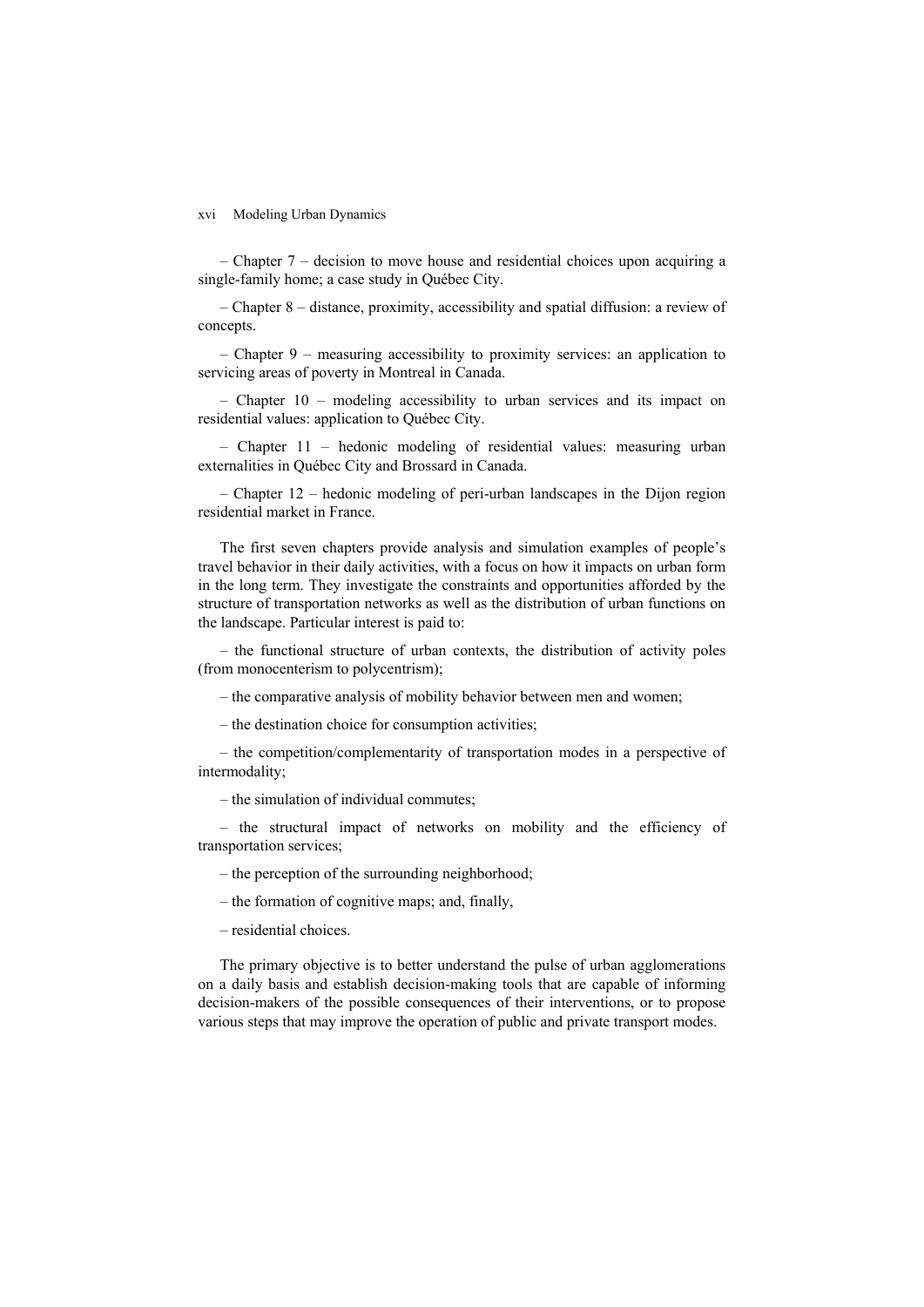– Chapter 7 – decision to move house and residential choices upon acquiring a single-family home; a case study in Québec City.

– Chapter 8 – distance, proximity, accessibility and spatial diffusion: a review of concepts.

– Chapter 9 – measuring accessibility to proximity services: an application to servicing areas of poverty in Montreal in Canada.

– Chapter 10 – modeling accessibility to urban services and its impact on residential values: application to Québec City.

– Chapter 11 – hedonic modeling of residential values: measuring urban externalities in Québec City and Brossard in Canada.

– Chapter 12 – hedonic modeling of peri-urban landscapes in the Dijon region residential market in France.

The first seven chapters provide analysis and simulation examples of people's travel behavior in their daily activities, with a focus on how it impacts on urban form in the long term. They investigate the constraints and opportunities afforded by the structure of transportation networks as well as the distribution of urban functions on the landscape. Particular interest is paid to:

– the functional structure of urban contexts, the distribution of activity poles (from monocenterism to polycentrism);

– the comparative analysis of mobility behavior between men and women;

– the destination choice for consumption activities;

– the competition/complementarity of transportation modes in a perspective of intermodality;

– the simulation of individual commutes;

– the structural impact of networks on mobility and the efficiency of transportation services;

– the perception of the surrounding neighborhood;

– the formation of cognitive maps; and, finally,

– residential choices.

The primary objective is to better understand the pulse of urban agglomerations on a daily basis and establish decision-making tools that are capable of informing decision-makers of the possible consequences of their interventions, or to propose various steps that may improve the operation of public and private transport modes.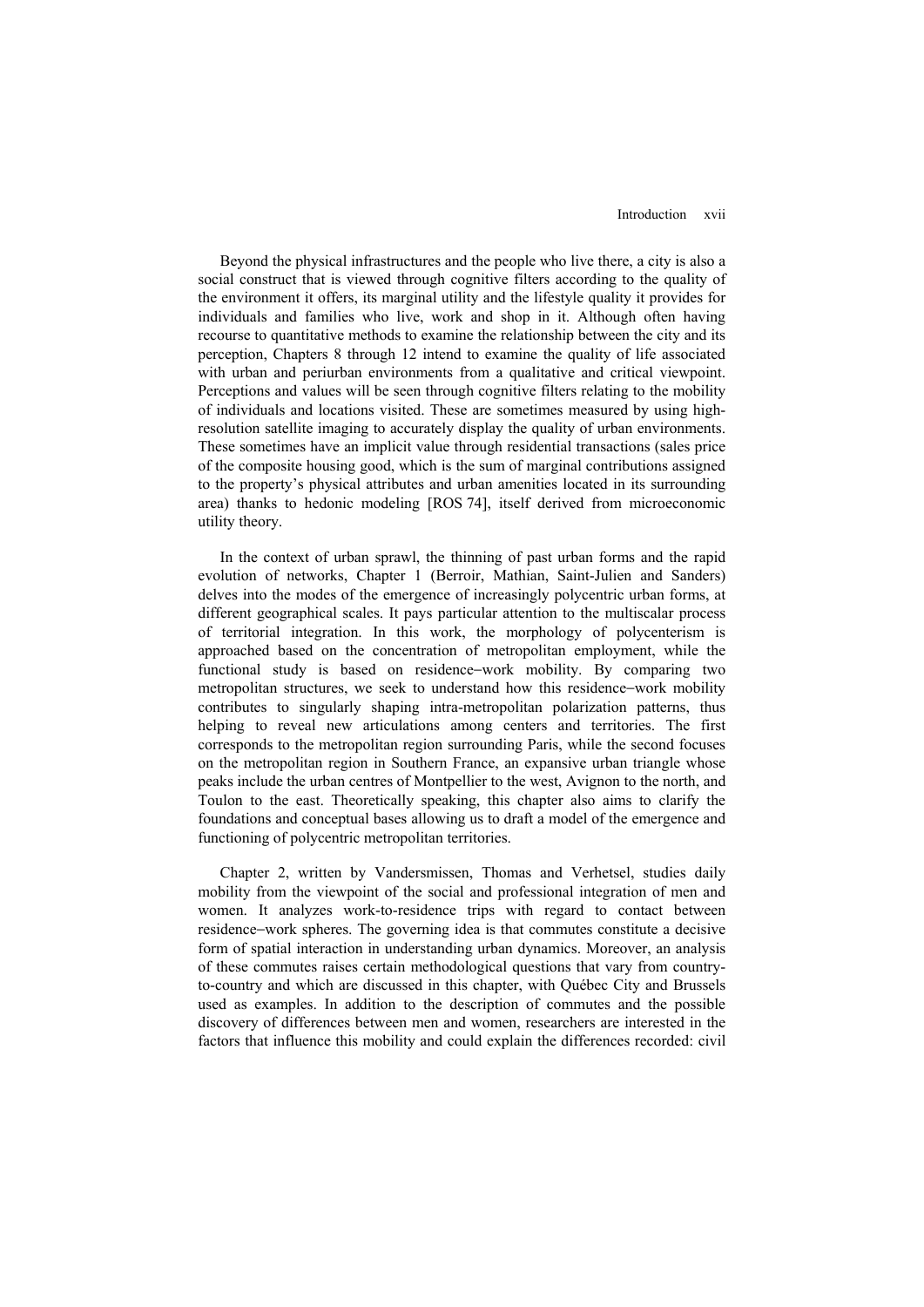Beyond the physical infrastructures and the people who live there, a city is also a social construct that is viewed through cognitive filters according to the quality of the environment it offers, its marginal utility and the lifestyle quality it provides for individuals and families who live, work and shop in it. Although often having recourse to quantitative methods to examine the relationship between the city and its perception, Chapters 8 through 12 intend to examine the quality of life associated with urban and periurban environments from a qualitative and critical viewpoint. Perceptions and values will be seen through cognitive filters relating to the mobility of individuals and locations visited. These are sometimes measured by using high-resolution satellite imaging to accurately display the quality of urban environments. These sometimes have an implicit value through residential transactions (sales price of the composite housing good, which is the sum of marginal contributions assigned to the property's physical attributes and urban amenities located in its surrounding area) thanks to hedonic modeling [ROS 74], itself derived from microeconomic utility theory.

In the context of urban sprawl, the thinning of past urban forms and the rapid evolution of networks, Chapter 1 (Berroir, Mathian, Saint-Julien and Sanders) delves into the modes of the emergence of increasingly polycentric urban forms, at different geographical scales. It pays particular attention to the multiscalar process of territorial integration. In this work, the morphology of polycenterism is approached based on the concentration of metropolitan employment, while the functional study is based on residence–work mobility. By comparing two metropolitan structures, we seek to understand how this residence–work mobility contributes to singularly shaping intra-metropolitan polarization patterns, thus helping to reveal new articulations among centers and territories. The first corresponds to the metropolitan region surrounding Paris, while the second focuses on the metropolitan region in Southern France, an expansive urban triangle whose peaks include the urban centres of Montpellier to the west, Avignon to the north, and Toulon to the east. Theoretically speaking, this chapter also aims to clarify the foundations and conceptual bases allowing us to draft a model of the emergence and functioning of polycentric metropolitan territories.

Chapter 2, written by Vandersmissen, Thomas and Verhetsel, studies daily mobility from the viewpoint of the social and professional integration of men and women. It analyzes work-to-residence trips with regard to contact between residence–work spheres. The governing idea is that commutes constitute a decisive form of spatial interaction in understanding urban dynamics. Moreover, an analysis of these commutes raises certain methodological questions that vary from country-to-country and which are discussed in this chapter, with Québec City and Brussels used as examples. In addition to the description of commutes and the possible discovery of differences between men and women, researchers are interested in the factors that influence this mobility and could explain the differences recorded: civil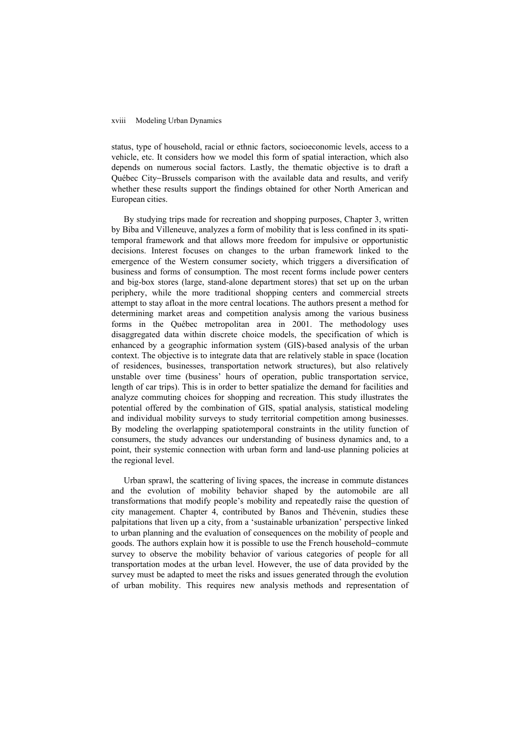status, type of household, racial or ethnic factors, socioeconomic levels, access to a vehicle, etc. It considers how we model this form of spatial interaction, which also depends on numerous social factors. Lastly, the thematic objective is to draft a Québec City−Brussels comparison with the available data and results, and verify whether these results support the findings obtained for other North American and European cities.

By studying trips made for recreation and shopping purposes, Chapter 3, written by Biba and Villeneuve, analyzes a form of mobility that is less confined in its spatitemporal framework and that allows more freedom for impulsive or opportunistic decisions. Interest focuses on changes to the urban framework linked to the emergence of the Western consumer society, which triggers a diversification of business and forms of consumption. The most recent forms include power centers and big-box stores (large, stand-alone department stores) that set up on the urban periphery, while the more traditional shopping centers and commercial streets attempt to stay afloat in the more central locations. The authors present a method for determining market areas and competition analysis among the various business forms in the Québec metropolitan area in 2001. The methodology uses disaggregated data within discrete choice models, the specification of which is enhanced by a geographic information system (GIS)-based analysis of the urban context. The objective is to integrate data that are relatively stable in space (location of residences, businesses, transportation network structures), but also relatively unstable over time (business' hours of operation, public transportation service, length of car trips). This is in order to better spatialize the demand for facilities and analyze commuting choices for shopping and recreation. This study illustrates the potential offered by the combination of GIS, spatial analysis, statistical modeling and individual mobility surveys to study territorial competition among businesses. By modeling the overlapping spatiotemporal constraints in the utility function of consumers, the study advances our understanding of business dynamics and, to a point, their systemic connection with urban form and land-use planning policies at the regional level.

Urban sprawl, the scattering of living spaces, the increase in commute distances and the evolution of mobility behavior shaped by the automobile are all transformations that modify people's mobility and repeatedly raise the question of city management. Chapter 4, contributed by Banos and Thévenin, studies these palpitations that liven up a city, from a 'sustainable urbanization' perspective linked to urban planning and the evaluation of consequences on the mobility of people and goods. The authors explain how it is possible to use the French household−commute survey to observe the mobility behavior of various categories of people for all transportation modes at the urban level. However, the use of data provided by the survey must be adapted to meet the risks and issues generated through the evolution of urban mobility. This requires new analysis methods and representation of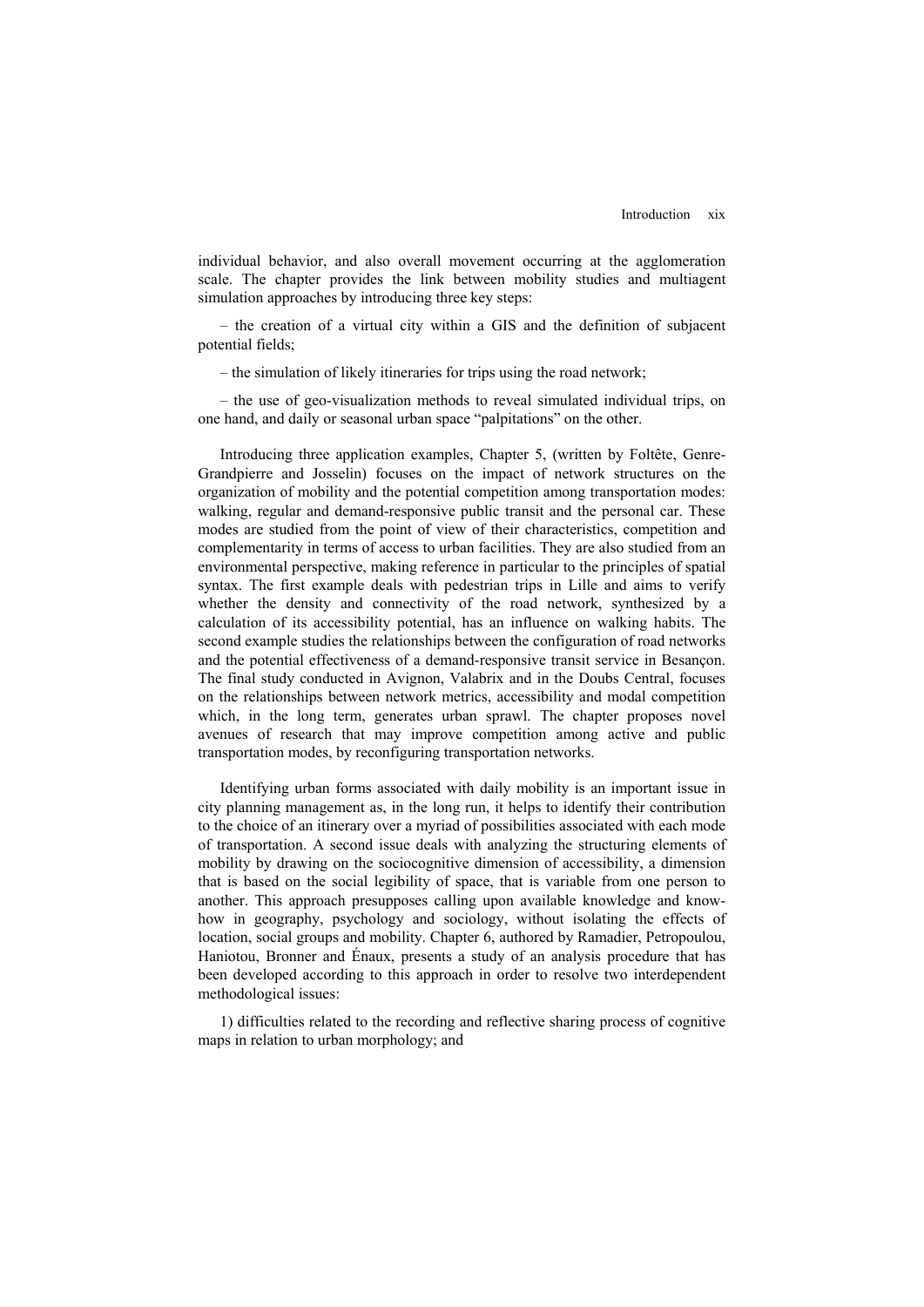individual behavior, and also overall movement occurring at the agglomeration scale. The chapter provides the link between mobility studies and multiagent simulation approaches by introducing three key steps:

– the creation of a virtual city within a GIS and the definition of subjacent potential fields;

– the simulation of likely itineraries for trips using the road network;

– the use of geo-visualization methods to reveal simulated individual trips, on one hand, and daily or seasonal urban space "palpitations" on the other.

Introducing three application examples, Chapter 5, (written by Foltête, Genre-Grandpierre and Josselin) focuses on the impact of network structures on the organization of mobility and the potential competition among transportation modes: walking, regular and demand-responsive public transit and the personal car. These modes are studied from the point of view of their characteristics, competition and complementarity in terms of access to urban facilities. They are also studied from an environmental perspective, making reference in particular to the principles of spatial syntax. The first example deals with pedestrian trips in Lille and aims to verify whether the density and connectivity of the road network, synthesized by a calculation of its accessibility potential, has an influence on walking habits. The second example studies the relationships between the configuration of road networks and the potential effectiveness of a demand-responsive transit service in Besançon. The final study conducted in Avignon, Valabrix and in the Doubs Central, focuses on the relationships between network metrics, accessibility and modal competition which, in the long term, generates urban sprawl. The chapter proposes novel avenues of research that may improve competition among active and public transportation modes, by reconfiguring transportation networks.

Identifying urban forms associated with daily mobility is an important issue in city planning management as, in the long run, it helps to identify their contribution to the choice of an itinerary over a myriad of possibilities associated with each mode of transportation. A second issue deals with analyzing the structuring elements of mobility by drawing on the sociocognitive dimension of accessibility, a dimension that is based on the social legibility of space, that is variable from one person to another. This approach presupposes calling upon available knowledge and know-how in geography, psychology and sociology, without isolating the effects of location, social groups and mobility. Chapter 6, authored by Ramadier, Petropoulou, Haniotou, Bronner and Énaux, presents a study of an analysis procedure that has been developed according to this approach in order to resolve two interdependent methodological issues:

1) difficulties related to the recording and reflective sharing process of cognitive maps in relation to urban morphology; and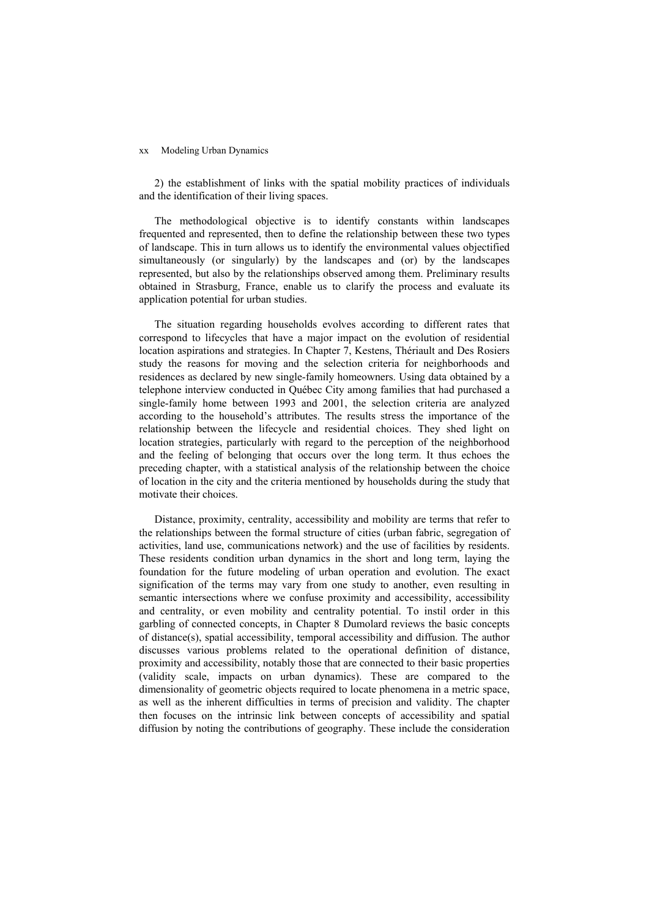2) the establishment of links with the spatial mobility practices of individuals and the identification of their living spaces.

The methodological objective is to identify constants within landscapes frequented and represented, then to define the relationship between these two types of landscape. This in turn allows us to identify the environmental values objectified simultaneously (or singularly) by the landscapes and (or) by the landscapes represented, but also by the relationships observed among them. Preliminary results obtained in Strasburg, France, enable us to clarify the process and evaluate its application potential for urban studies.

The situation regarding households evolves according to different rates that correspond to lifecycles that have a major impact on the evolution of residential location aspirations and strategies. In Chapter 7, Kestens, Thériault and Des Rosiers study the reasons for moving and the selection criteria for neighborhoods and residences as declared by new single-family homeowners. Using data obtained by a telephone interview conducted in Québec City among families that had purchased a single-family home between 1993 and 2001, the selection criteria are analyzed according to the household's attributes. The results stress the importance of the relationship between the lifecycle and residential choices. They shed light on location strategies, particularly with regard to the perception of the neighborhood and the feeling of belonging that occurs over the long term. It thus echoes the preceding chapter, with a statistical analysis of the relationship between the choice of location in the city and the criteria mentioned by households during the study that motivate their choices.

Distance, proximity, centrality, accessibility and mobility are terms that refer to the relationships between the formal structure of cities (urban fabric, segregation of activities, land use, communications network) and the use of facilities by residents. These residents condition urban dynamics in the short and long term, laying the foundation for the future modeling of urban operation and evolution. The exact signification of the terms may vary from one study to another, even resulting in semantic intersections where we confuse proximity and accessibility, accessibility and centrality, or even mobility and centrality potential. To instil order in this garbling of connected concepts, in Chapter 8 Dumolard reviews the basic concepts of distance(s), spatial accessibility, temporal accessibility and diffusion. The author discusses various problems related to the operational definition of distance, proximity and accessibility, notably those that are connected to their basic properties (validity scale, impacts on urban dynamics). These are compared to the dimensionality of geometric objects required to locate phenomena in a metric space, as well as the inherent difficulties in terms of precision and validity. The chapter then focuses on the intrinsic link between concepts of accessibility and spatial diffusion by noting the contributions of geography. These include the consideration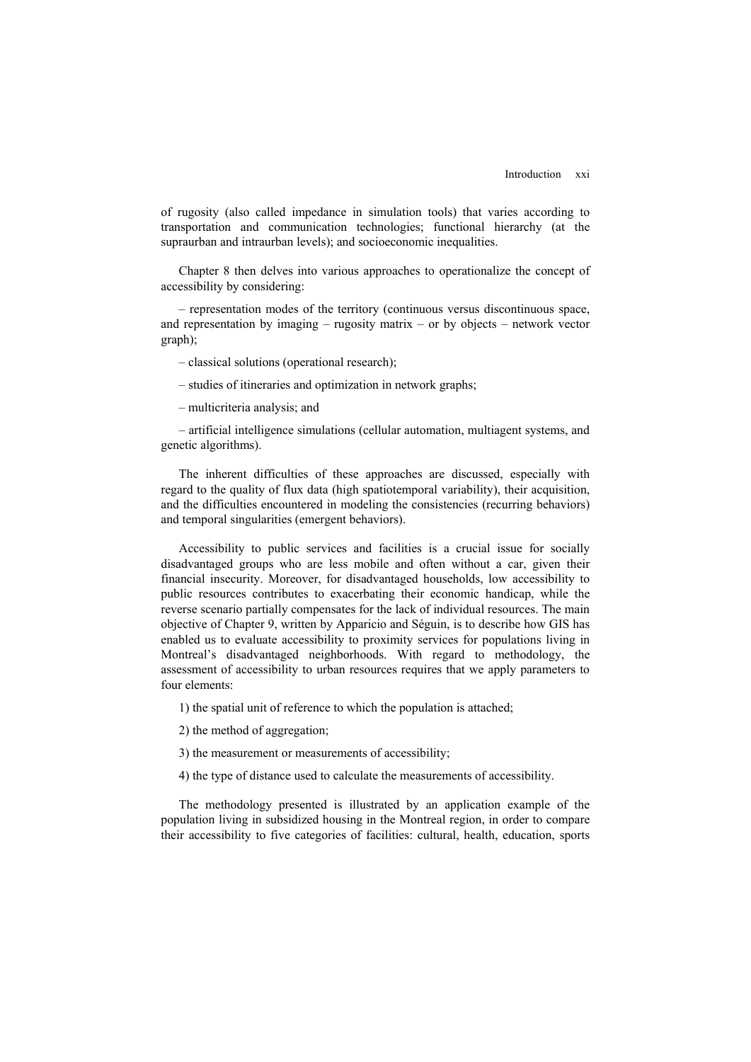of rugosity (also called impedance in simulation tools) that varies according to transportation and communication technologies; functional hierarchy (at the supraurban and intraurban levels); and socioeconomic inequalities.

Chapter 8 then delves into various approaches to operationalize the concept of accessibility by considering:

– representation modes of the territory (continuous versus discontinuous space, and representation by imaging – rugosity matrix – or by objects – network vector graph);

– classical solutions (operational research);

– studies of itineraries and optimization in network graphs;

– multicriteria analysis; and

– artificial intelligence simulations (cellular automation, multiagent systems, and genetic algorithms).

The inherent difficulties of these approaches are discussed, especially with regard to the quality of flux data (high spatiotemporal variability), their acquisition, and the difficulties encountered in modeling the consistencies (recurring behaviors) and temporal singularities (emergent behaviors).

Accessibility to public services and facilities is a crucial issue for socially disadvantaged groups who are less mobile and often without a car, given their financial insecurity. Moreover, for disadvantaged households, low accessibility to public resources contributes to exacerbating their economic handicap, while the reverse scenario partially compensates for the lack of individual resources. The main objective of Chapter 9, written by Apparicio and Séguin, is to describe how GIS has enabled us to evaluate accessibility to proximity services for populations living in Montreal's disadvantaged neighborhoods. With regard to methodology, the assessment of accessibility to urban resources requires that we apply parameters to four elements:

1) the spatial unit of reference to which the population is attached;

2) the method of aggregation;

3) the measurement or measurements of accessibility;

4) the type of distance used to calculate the measurements of accessibility.

The methodology presented is illustrated by an application example of the population living in subsidized housing in the Montreal region, in order to compare their accessibility to five categories of facilities: cultural, health, education, sports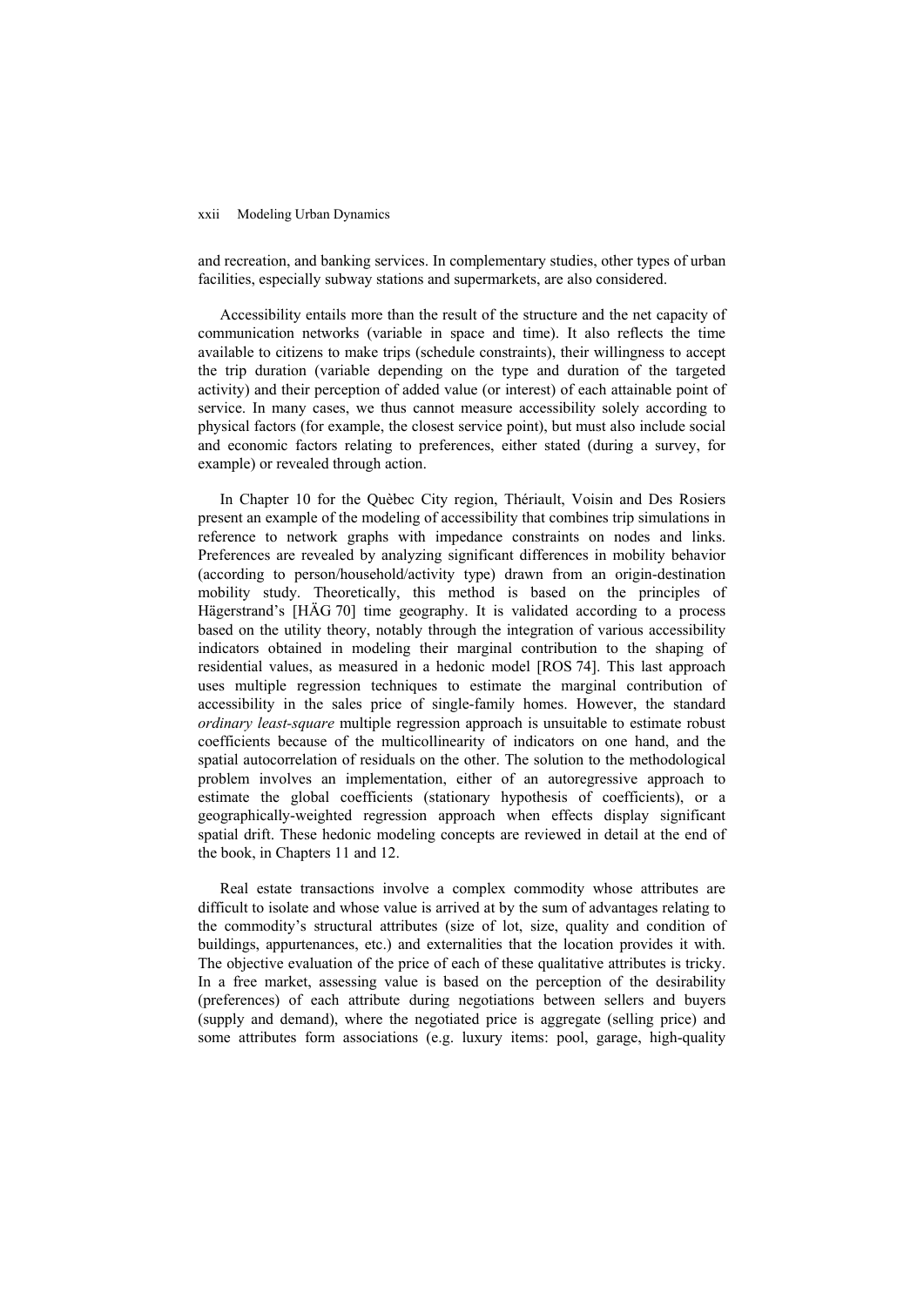and recreation, and banking services. In complementary studies, other types of urban facilities, especially subway stations and supermarkets, are also considered.

Accessibility entails more than the result of the structure and the net capacity of communication networks (variable in space and time). It also reflects the time available to citizens to make trips (schedule constraints), their willingness to accept the trip duration (variable depending on the type and duration of the targeted activity) and their perception of added value (or interest) of each attainable point of service. In many cases, we thus cannot measure accessibility solely according to physical factors (for example, the closest service point), but must also include social and economic factors relating to preferences, either stated (during a survey, for example) or revealed through action.

In Chapter 10 for the Quèbec City region, Thériault, Voisin and Des Rosiers present an example of the modeling of accessibility that combines trip simulations in reference to network graphs with impedance constraints on nodes and links. Preferences are revealed by analyzing significant differences in mobility behavior (according to person/household/activity type) drawn from an origin-destination mobility study. Theoretically, this method is based on the principles of Hägerstrand's [HÄG 70] time geography. It is validated according to a process based on the utility theory, notably through the integration of various accessibility indicators obtained in modeling their marginal contribution to the shaping of residential values, as measured in a hedonic model [ROS 74]. This last approach uses multiple regression techniques to estimate the marginal contribution of accessibility in the sales price of single-family homes. However, the standard *ordinary least-square* multiple regression approach is unsuitable to estimate robust coefficients because of the multicollinearity of indicators on one hand, and the spatial autocorrelation of residuals on the other. The solution to the methodological problem involves an implementation, either of an autoregressive approach to estimate the global coefficients (stationary hypothesis of coefficients), or a geographically-weighted regression approach when effects display significant spatial drift. These hedonic modeling concepts are reviewed in detail at the end of the book, in Chapters 11 and 12.

Real estate transactions involve a complex commodity whose attributes are difficult to isolate and whose value is arrived at by the sum of advantages relating to the commodity's structural attributes (size of lot, size, quality and condition of buildings, appurtenances, etc.) and externalities that the location provides it with. The objective evaluation of the price of each of these qualitative attributes is tricky. In a free market, assessing value is based on the perception of the desirability (preferences) of each attribute during negotiations between sellers and buyers (supply and demand), where the negotiated price is aggregate (selling price) and some attributes form associations (e.g. luxury items: pool, garage, high-quality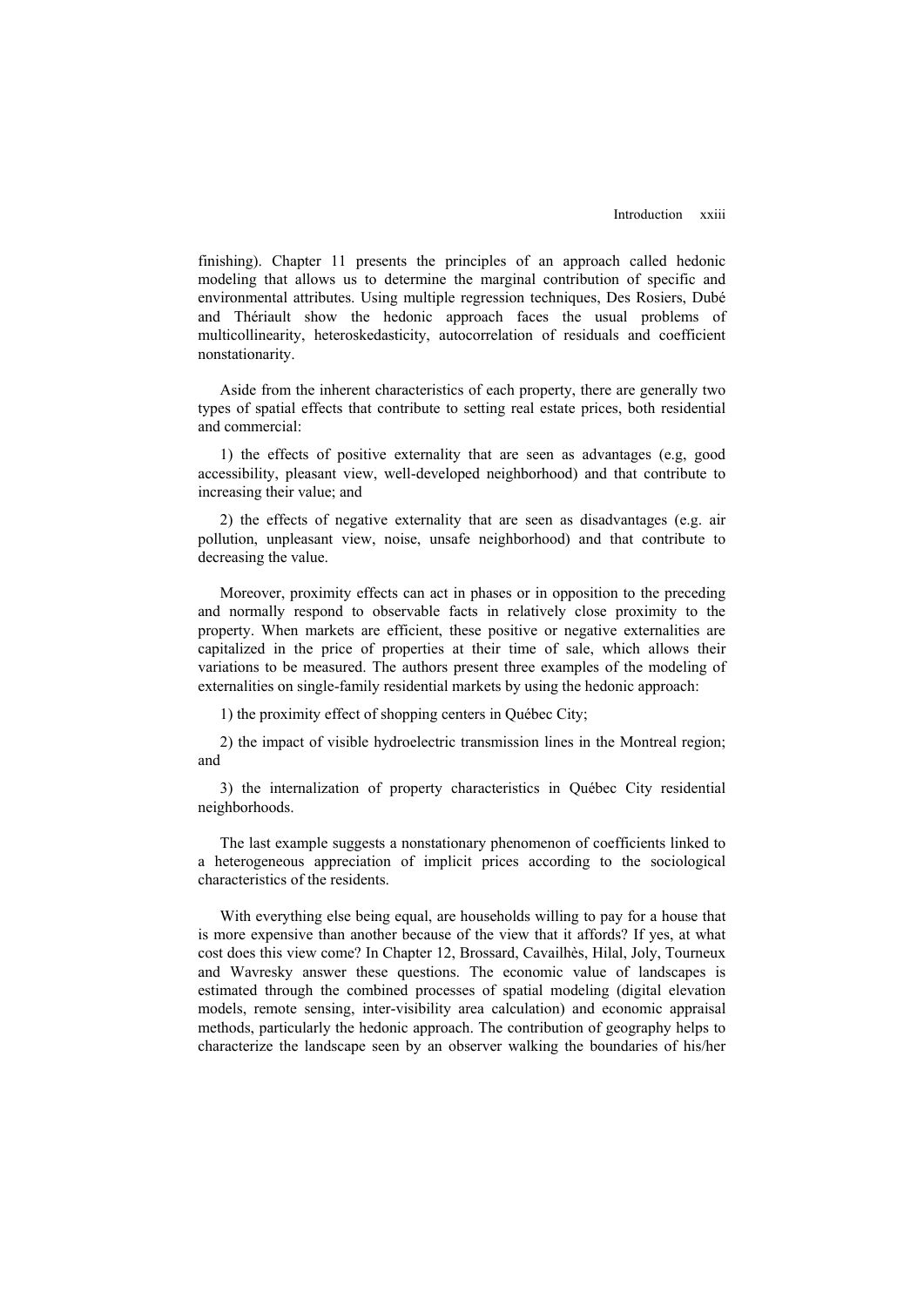finishing). Chapter 11 presents the principles of an approach called hedonic modeling that allows us to determine the marginal contribution of specific and environmental attributes. Using multiple regression techniques, Des Rosiers, Dubé and Thériault show the hedonic approach faces the usual problems of multicollinearity, heteroskedasticity, autocorrelation of residuals and coefficient nonstationarity.

Aside from the inherent characteristics of each property, there are generally two types of spatial effects that contribute to setting real estate prices, both residential and commercial:

1) the effects of positive externality that are seen as advantages (e.g, good accessibility, pleasant view, well-developed neighborhood) and that contribute to increasing their value; and

2) the effects of negative externality that are seen as disadvantages (e.g. air pollution, unpleasant view, noise, unsafe neighborhood) and that contribute to decreasing the value.

Moreover, proximity effects can act in phases or in opposition to the preceding and normally respond to observable facts in relatively close proximity to the property. When markets are efficient, these positive or negative externalities are capitalized in the price of properties at their time of sale, which allows their variations to be measured. The authors present three examples of the modeling of externalities on single-family residential markets by using the hedonic approach:

1) the proximity effect of shopping centers in Québec City;

2) the impact of visible hydroelectric transmission lines in the Montreal region; and

3) the internalization of property characteristics in Québec City residential neighborhoods.

The last example suggests a nonstationary phenomenon of coefficients linked to a heterogeneous appreciation of implicit prices according to the sociological characteristics of the residents.

With everything else being equal, are households willing to pay for a house that is more expensive than another because of the view that it affords? If yes, at what cost does this view come? In Chapter 12, Brossard, Cavailhès, Hilal, Joly, Tourneux and Wavresky answer these questions. The economic value of landscapes is estimated through the combined processes of spatial modeling (digital elevation models, remote sensing, inter-visibility area calculation) and economic appraisal methods, particularly the hedonic approach. The contribution of geography helps to characterize the landscape seen by an observer walking the boundaries of his/her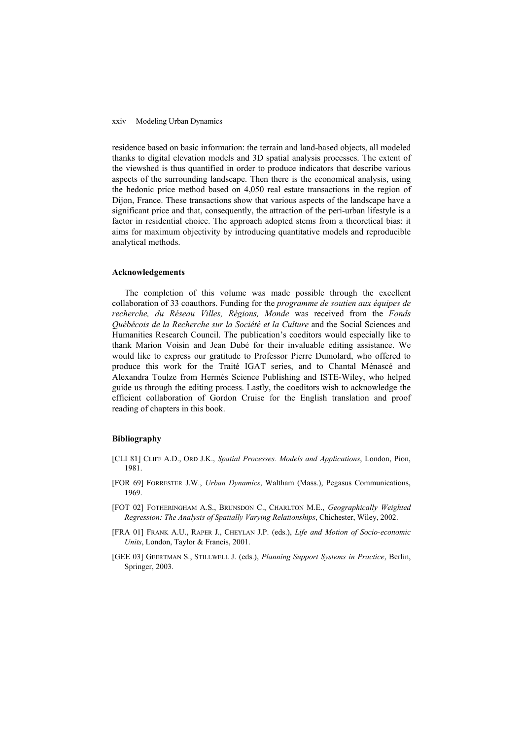residence based on basic information: the terrain and land-based objects, all modeled thanks to digital elevation models and 3D spatial analysis processes. The extent of the viewshed is thus quantified in order to produce indicators that describe various aspects of the surrounding landscape. Then there is the economical analysis, using the hedonic price method based on 4,050 real estate transactions in the region of Dijon, France. These transactions show that various aspects of the landscape have a significant price and that, consequently, the attraction of the peri-urban lifestyle is a factor in residential choice. The approach adopted stems from a theoretical bias: it aims for maximum objectivity by introducing quantitative models and reproducible analytical methods.

### Acknowledgements

The completion of this volume was made possible through the excellent collaboration of 33 coauthors. Funding for the *programme de soutien aux équipes de recherche, du Réseau Villes, Régions, Monde* was received from the *Fonds Québécois de la Recherche sur la Société et la Culture* and the Social Sciences and Humanities Research Council. The publication's coeditors would especially like to thank Marion Voisin and Jean Dubé for their invaluable editing assistance. We would like to express our gratitude to Professor Pierre Dumolard, who offered to produce this work for the Traité IGAT series, and to Chantal Ménascé and Alexandra Toulze from Hermès Science Publishing and ISTE-Wiley, who helped guide us through the editing process. Lastly, the coeditors wish to acknowledge the efficient collaboration of Gordon Cruise for the English translation and proof reading of chapters in this book.

### Bibliography

[CLI 81] CLIFF A.D., ORD J.K., *Spatial Processes. Models and Applications*, London, Pion, 1981.

[FOR 69] FORRESTER J.W., *Urban Dynamics*, Waltham (Mass.), Pegasus Communications, 1969.

[FOT 02] FOTHERINGHAM A.S., BRUNSDON C., CHARLTON M.E., *Geographically Weighted Regression: The Analysis of Spatially Varying Relationships*, Chichester, Wiley, 2002.

[FRA 01] FRANK A.U., RAPER J., CHEYLAN J.P. (eds.), *Life and Motion of Socio-economic Units*, London, Taylor & Francis, 2001.

[GEE 03] GEERTMAN S., STILLWELL J. (eds.), *Planning Support Systems in Practice*, Berlin, Springer, 2003.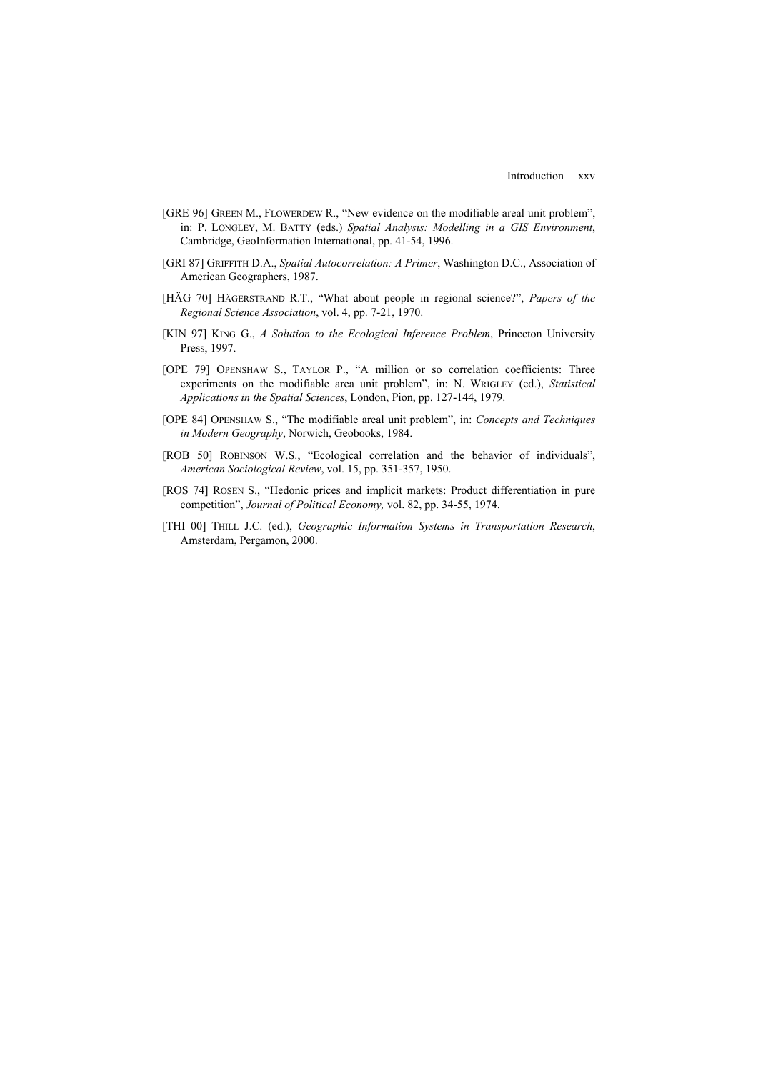[GRE 96] GREEN M., FLOWERDEW R., "New evidence on the modifiable areal unit problem", in: P. LONGLEY, M. BATTY (eds.) *Spatial Analysis: Modelling in a GIS Environment*, Cambridge, GeoInformation International, pp. 41-54, 1996.

[GRI 87] GRIFFITH D.A., *Spatial Autocorrelation: A Primer*, Washington D.C., Association of American Geographers, 1987.

[HÄG 70] HÄGERSTRAND R.T., "What about people in regional science?", *Papers of the Regional Science Association*, vol. 4, pp. 7-21, 1970.

[KIN 97] KING G., *A Solution to the Ecological Inference Problem*, Princeton University Press, 1997.

[OPE 79] OPENSHAW S., TAYLOR P., "A million or so correlation coefficients: Three experiments on the modifiable area unit problem", in: N. WRIGLEY (ed.), *Statistical Applications in the Spatial Sciences*, London, Pion, pp. 127-144, 1979.

[OPE 84] OPENSHAW S., "The modifiable areal unit problem", in: *Concepts and Techniques in Modern Geography*, Norwich, Geobooks, 1984.

[ROB 50] ROBINSON W.S., "Ecological correlation and the behavior of individuals", *American Sociological Review*, vol. 15, pp. 351-357, 1950.

[ROS 74] ROSEN S., "Hedonic prices and implicit markets: Product differentiation in pure competition", *Journal of Political Economy,* vol. 82, pp. 34-55, 1974.

[THI 00] THILL J.C. (ed.), *Geographic Information Systems in Transportation Research*, Amsterdam, Pergamon, 2000.